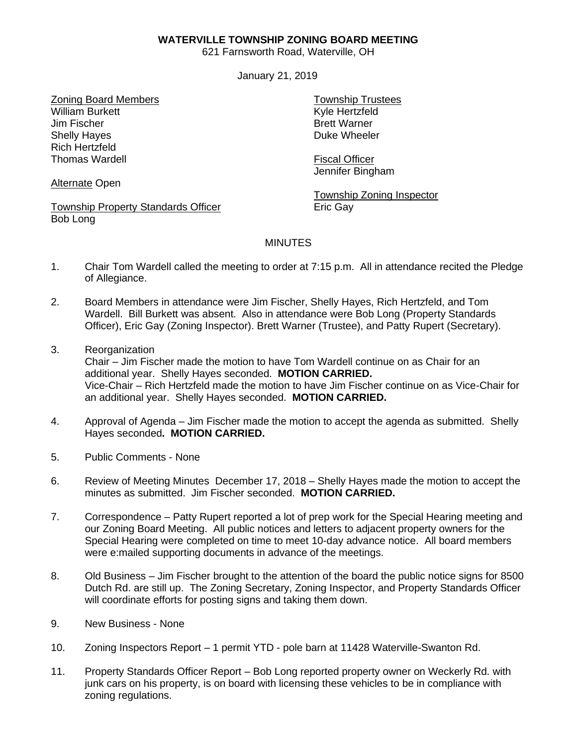**WATERVILLE TOWNSHIP ZONING BOARD MEETING**
621 Farnsworth Road, Waterville, OH

January 21, 2019

<u>Zoning Board Members</u>
William Burkett
Jim Fischer
Shelly Hayes
Rich Hertzfeld
Thomas Wardell

<u>Alternate</u> Open

<u>Township Property Standards Officer</u>
Bob Long

<u>Township Trustees</u>
Kyle Hertzfeld
Brett Warner
Duke Wheeler

<u>Fiscal Officer</u>
Jennifer Bingham

<u>Township Zoning Inspector</u>
Eric Gay

MINUTES

1. Chair Tom Wardell called the meeting to order at 7:15 p.m. All in attendance recited the Pledge of Allegiance.

2. Board Members in attendance were Jim Fischer, Shelly Hayes, Rich Hertzfeld, and Tom Wardell. Bill Burkett was absent. Also in attendance were Bob Long (Property Standards Officer), Eric Gay (Zoning Inspector). Brett Warner (Trustee), and Patty Rupert (Secretary).

3. Reorganization
   Chair – Jim Fischer made the motion to have Tom Wardell continue on as Chair for an additional year. Shelly Hayes seconded. **MOTION CARRIED.**
   Vice-Chair – Rich Hertzfeld made the motion to have Jim Fischer continue on as Vice-Chair for an additional year. Shelly Hayes seconded. **MOTION CARRIED.**

4. Approval of Agenda – Jim Fischer made the motion to accept the agenda as submitted. Shelly Hayes seconded**. MOTION CARRIED.**

5. Public Comments - None

6. Review of Meeting Minutes December 17, 2018 – Shelly Hayes made the motion to accept the minutes as submitted. Jim Fischer seconded. **MOTION CARRIED.**

7. Correspondence – Patty Rupert reported a lot of prep work for the Special Hearing meeting and our Zoning Board Meeting. All public notices and letters to adjacent property owners for the Special Hearing were completed on time to meet 10-day advance notice. All board members were e:mailed supporting documents in advance of the meetings.

8. Old Business – Jim Fischer brought to the attention of the board the public notice signs for 8500 Dutch Rd. are still up. The Zoning Secretary, Zoning Inspector, and Property Standards Officer will coordinate efforts for posting signs and taking them down.

9. New Business - None

10. Zoning Inspectors Report – 1 permit YTD - pole barn at 11428 Waterville-Swanton Rd.

11. Property Standards Officer Report – Bob Long reported property owner on Weckerly Rd. with junk cars on his property, is on board with licensing these vehicles to be in compliance with zoning regulations.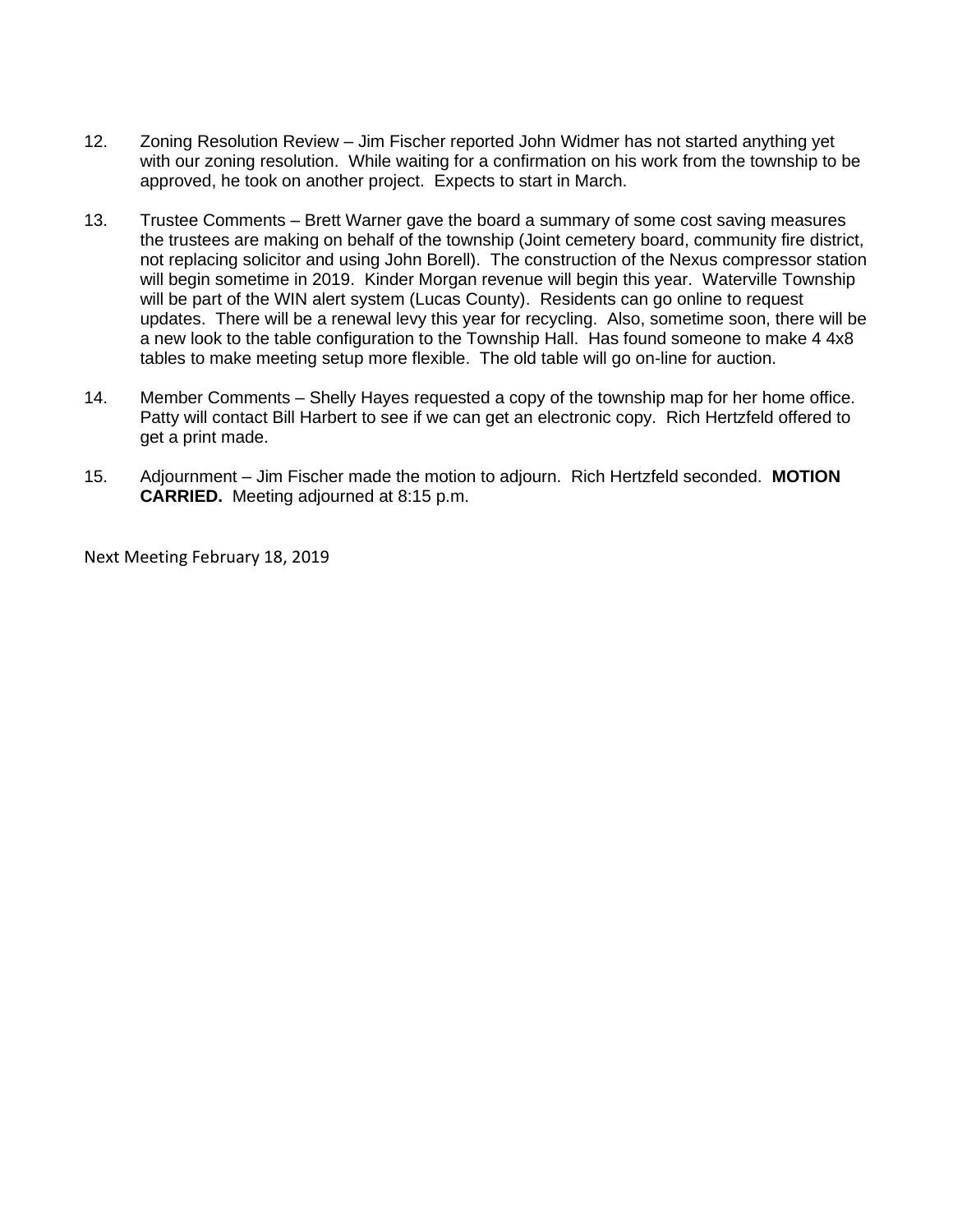12. Zoning Resolution Review – Jim Fischer reported John Widmer has not started anything yet with our zoning resolution. While waiting for a confirmation on his work from the township to be approved, he took on another project. Expects to start in March.

13. Trustee Comments – Brett Warner gave the board a summary of some cost saving measures the trustees are making on behalf of the township (Joint cemetery board, community fire district, not replacing solicitor and using John Borell). The construction of the Nexus compressor station will begin sometime in 2019. Kinder Morgan revenue will begin this year. Waterville Township will be part of the WIN alert system (Lucas County). Residents can go online to request updates. There will be a renewal levy this year for recycling. Also, sometime soon, there will be a new look to the table configuration to the Township Hall. Has found someone to make 4 4x8 tables to make meeting setup more flexible. The old table will go on-line for auction.

14. Member Comments – Shelly Hayes requested a copy of the township map for her home office. Patty will contact Bill Harbert to see if we can get an electronic copy. Rich Hertzfeld offered to get a print made.

15. Adjournment – Jim Fischer made the motion to adjourn. Rich Hertzfeld seconded. **MOTION CARRIED.** Meeting adjourned at 8:15 p.m.

Next Meeting February 18, 2019